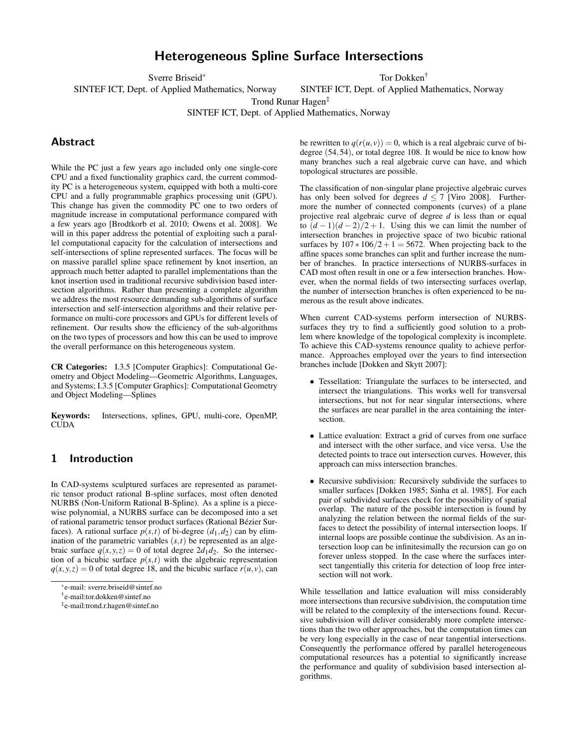# Heterogeneous Spline Surface Intersections

Sverre Briseid[*]
SINTEF ICT, Dept. of Applied Mathematics, Norway

Tor Dokken[†]
SINTEF ICT, Dept. of Applied Mathematics, Norway

Trond Runar Hagen[‡]
SINTEF ICT, Dept. of Applied Mathematics, Norway

## Abstract

While the PC just a few years ago included only one single-core CPU and a fixed functionality graphics card, the current commodity PC is a heterogeneous system, equipped with both a multi-core CPU and a fully programmable graphics processing unit (GPU). This change has given the commodity PC one to two orders of magnitude increase in computational performance compared with a few years ago [Brodtkorb et al. 2010; Owens et al. 2008]. We will in this paper address the potential of exploiting such a parallel computational capacity for the calculation of intersections and self-intersections of spline represented surfaces. The focus will be on massive parallel spline space refinement by knot insertion, an approach much better adapted to parallel implementations than the knot insertion used in traditional recursive subdivision based intersection algorithms. Rather than presenting a complete algorithm we address the most resource demanding sub-algorithms of surface intersection and self-intersection algorithms and their relative performance on multi-core processors and GPUs for different levels of refinement. Our results show the efficiency of the sub-algorithms on the two types of processors and how this can be used to improve the overall performance on this heterogeneous system.

**CR Categories:** I.3.5 [Computer Graphics]: Computational Geometry and Object Modeling—Geometric Algorithms, Languages, and Systems; I.3.5 [Computer Graphics]: Computational Geometry and Object Modeling—Splines

**Keywords:** Intersections, splines, GPU, multi-core, OpenMP, CUDA

## 1 Introduction

In CAD-systems sculptured surfaces are represented as parametric tensor product rational B-spline surfaces, most often denoted NURBS (Non-Uniform Rational B-Spline). As a spline is a piecewise polynomial, a NURBS surface can be decomposed into a set of rational parametric tensor product surfaces (Rational Bézier Surfaces). A rational surface $p(s,t)$ of bi-degree $(d_1,d_2)$ can by elimination of the parametric variables $(s,t)$ be represented as an algebraic surface $q(x,y,z) = 0$ of total degree $2d_1d_2$. So the intersection of a bicubic surface $p(s,t)$ with the algebraic representation $q(x,y,z) = 0$ of total degree 18, and the bicubic surface $r(u,v)$, can be rewritten to $q(r(u,v)) = 0$, which is a real algebraic curve of bi-degree $(54,54)$, or total degree 108. It would be nice to know how many branches such a real algebraic curve can have, and which topological structures are possible.

The classification of non-singular plane projective algebraic curves has only been solved for degrees $d \leq 7$ [Viro 2008]. Furthermore the number of connected components (curves) of a plane projective real algebraic curve of degree $d$ is less than or equal to $(d-1)(d-2)/2+1$. Using this we can limit the number of intersection branches in projective space of two bicubic rational surfaces by $107*106/2+1 = 5672$. When projecting back to the affine spaces some branches can split and further increase the number of branches. In practice intersections of NURBS-surfaces in CAD most often result in one or a few intersection branches. However, when the normal fields of two intersecting surfaces overlap, the number of intersection branches is often experienced to be numerous as the result above indicates.

When current CAD-systems perform intersection of NURBS-surfaces they try to find a sufficiently good solution to a problem where knowledge of the topological complexity is incomplete. To achieve this CAD-systems renounce quality to achieve performance. Approaches employed over the years to find intersection branches include [Dokken and Skytt 2007]:

- Tessellation: Triangulate the surfaces to be intersected, and intersect the triangulations. This works well for transversal intersections, but not for near singular intersections, where the surfaces are near parallel in the area containing the intersection.
- Lattice evaluation: Extract a grid of curves from one surface and intersect with the other surface, and vice versa. Use the detected points to trace out intersection curves. However, this approach can miss intersection branches.
- Recursive subdivision: Recursively subdivide the surfaces to smaller surfaces [Dokken 1985; Sinha et al. 1985]. For each pair of subdivided surfaces check for the possibility of spatial overlap. The nature of the possible intersection is found by analyzing the relation between the normal fields of the surfaces to detect the possibility of internal intersection loops. If internal loops are possible continue the subdivision. As an intersection loop can be infinitesimally the recursion can go on forever unless stopped. In the case where the surfaces intersect tangentially this criteria for detection of loop free intersection will not work.

While tessellation and lattice evaluation will miss considerably more intersections than recursive subdivision, the computation time will be related to the complexity of the intersections found. Recursive subdivision will deliver considerably more complete intersections than the two other approaches, but the computation times can be very long especially in the case of near tangential intersections. Consequently the performance offered by parallel heterogeneous computational resources has a potential to significantly increase the performance and quality of subdivision based intersection algorithms.

[*] e-mail: sverre.briseid@sintef.no
[†] e-mail:tor.dokken@sintef.no
[‡] e-mail:trond.r.hagen@sintef.no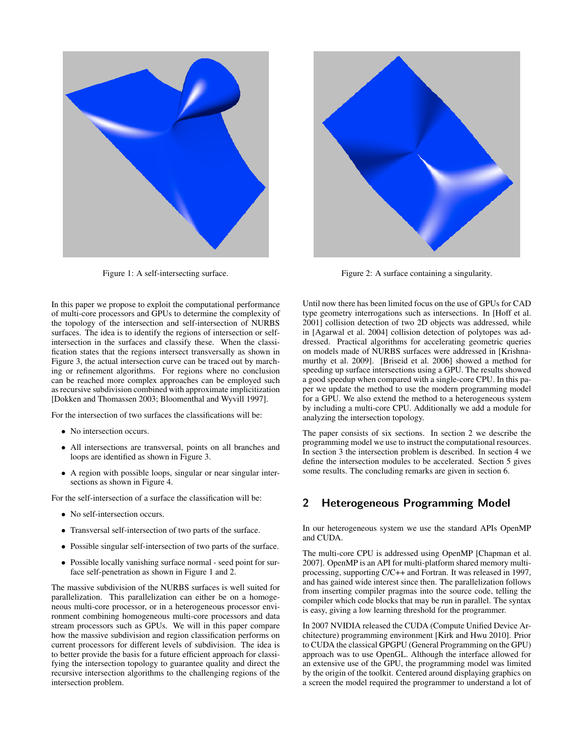Figure 1: A self-intersecting surface.

Figure 2: A surface containing a singularity.

In this paper we propose to exploit the computational performance of multi-core processors and GPUs to determine the complexity of the topology of the intersection and self-intersection of NURBS surfaces. The idea is to identify the regions of intersection or self-intersection in the surfaces and classify these. When the classification states that the regions intersect transversally as shown in Figure 3, the actual intersection curve can be traced out by marching or refinement algorithms. For regions where no conclusion can be reached more complex approaches can be employed such as recursive subdivision combined with approximate implicitization [Dokken and Thomassen 2003; Bloomenthal and Wyvill 1997].

For the intersection of two surfaces the classifications will be:

- No intersection occurs.
- All intersections are transversal, points on all branches and loops are identified as shown in Figure 3.
- A region with possible loops, singular or near singular intersections as shown in Figure 4.

For the self-intersection of a surface the classification will be:

- No self-intersection occurs.
- Transversal self-intersection of two parts of the surface.
- Possible singular self-intersection of two parts of the surface.
- Possible locally vanishing surface normal - seed point for surface self-penetration as shown in Figure 1 and 2.

The massive subdivision of the NURBS surfaces is well suited for parallelization. This parallelization can either be on a homogeneous multi-core processor, or in a heterogeneous processor environment combining homogeneous multi-core processors and data stream processors such as GPUs. We will in this paper compare how the massive subdivision and region classification performs on current processors for different levels of subdivision. The idea is to better provide the basis for a future efficient approach for classifying the intersection topology to guarantee quality and direct the recursive intersection algorithms to the challenging regions of the intersection problem.

Until now there has been limited focus on the use of GPUs for CAD type geometry interrogations such as intersections. In [Hoff et al. 2001] collision detection of two 2D objects was addressed, while in [Agarwal et al. 2004] collision detection of polytopes was addressed. Practical algorithms for accelerating geometric queries on models made of NURBS surfaces were addressed in [Krishnamurthy et al. 2009]. [Briseid et al. 2006] showed a method for speeding up surface intersections using a GPU. The results showed a good speedup when compared with a single-core CPU. In this paper we update the method to use the modern programming model for a GPU. We also extend the method to a heterogeneous system by including a multi-core CPU. Additionally we add a module for analyzing the intersection topology.

The paper consists of six sections. In section 2 we describe the programming model we use to instruct the computational resources. In section 3 the intersection problem is described. In section 4 we define the intersection modules to be accelerated. Section 5 gives some results. The concluding remarks are given in section 6.

## 2 Heterogeneous Programming Model

In our heterogeneous system we use the standard APIs OpenMP and CUDA.

The multi-core CPU is addressed using OpenMP [Chapman et al. 2007]. OpenMP is an API for multi-platform shared memory multiprocessing, supporting C/C++ and Fortran. It was released in 1997, and has gained wide interest since then. The parallelization follows from inserting compiler pragmas into the source code, telling the compiler which code blocks that may be run in parallel. The syntax is easy, giving a low learning threshold for the programmer.

In 2007 NVIDIA released the CUDA (Compute Unified Device Architecture) programming environment [Kirk and Hwu 2010]. Prior to CUDA the classical GPGPU (General Programming on the GPU) approach was to use OpenGL. Although the interface allowed for an extensive use of the GPU, the programming model was limited by the origin of the toolkit. Centered around displaying graphics on a screen the model required the programmer to understand a lot of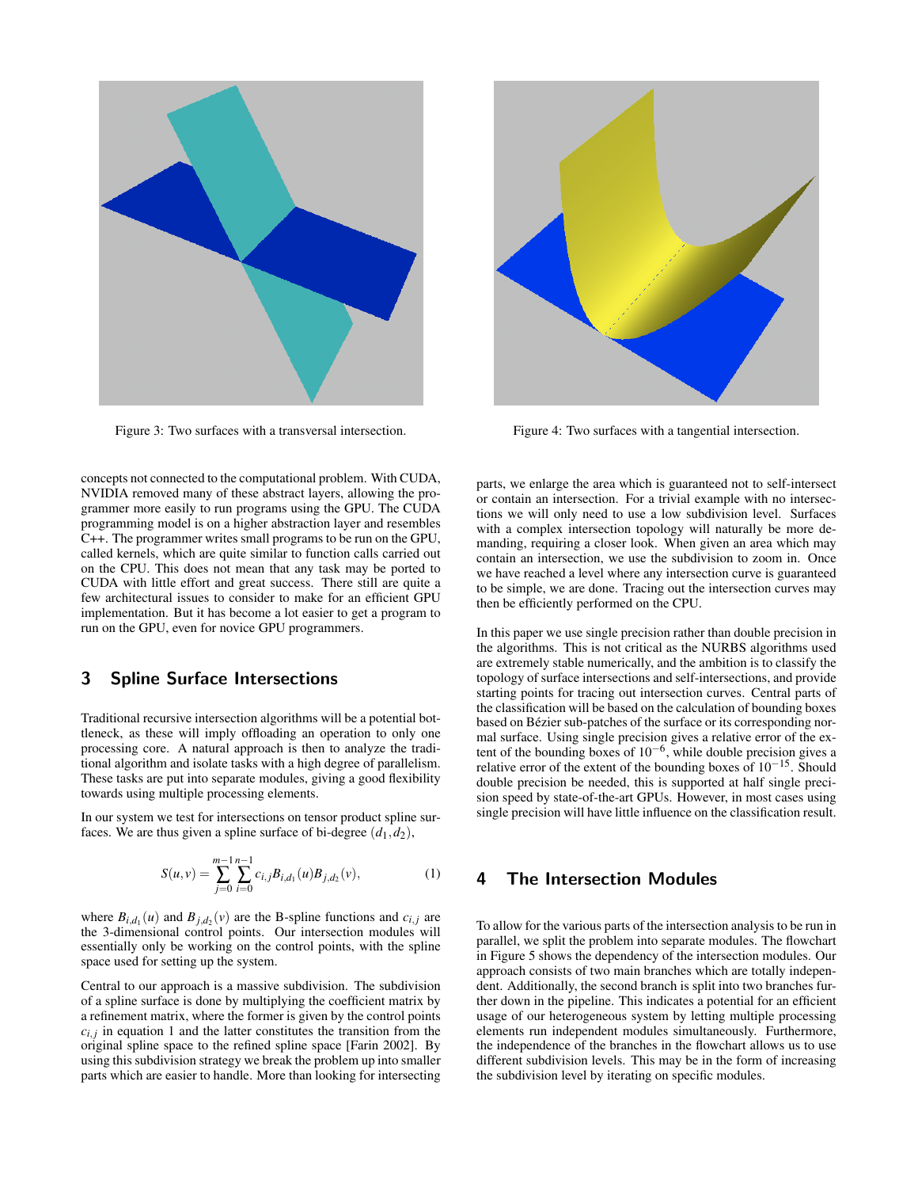Figure 3: Two surfaces with a transversal intersection.

Figure 4: Two surfaces with a tangential intersection.

concepts not connected to the computational problem. With CUDA, NVIDIA removed many of these abstract layers, allowing the programmer more easily to run programs using the GPU. The CUDA programming model is on a higher abstraction layer and resembles C++. The programmer writes small programs to be run on the GPU, called kernels, which are quite similar to function calls carried out on the CPU. This does not mean that any task may be ported to CUDA with little effort and great success. There still are quite a few architectural issues to consider to make for an efficient GPU implementation. But it has become a lot easier to get a program to run on the GPU, even for novice GPU programmers.

## 3 Spline Surface Intersections

Traditional recursive intersection algorithms will be a potential bottleneck, as these will imply offloading an operation to only one processing core. A natural approach is then to analyze the traditional algorithm and isolate tasks with a high degree of parallelism. These tasks are put into separate modules, giving a good flexibility towards using multiple processing elements.

In our system we test for intersections on tensor product spline surfaces. We are thus given a spline surface of bi-degree $(d_1, d_2)$,

$$S(u,v) = \sum_{j=0}^{m-1} \sum_{i=0}^{n-1} c_{i,j} B_{i,d_1}(u) B_{j,d_2}(v), \tag{1}$$

where $B_{i,d_1}(u)$ and $B_{j,d_2}(v)$ are the B-spline functions and $c_{i,j}$ are the 3-dimensional control points. Our intersection modules will essentially only be working on the control points, with the spline space used for setting up the system.

Central to our approach is a massive subdivision. The subdivision of a spline surface is done by multiplying the coefficient matrix by a refinement matrix, where the former is given by the control points $c_{i,j}$ in equation 1 and the latter constitutes the transition from the original spline space to the refined spline space [Farin 2002]. By using this subdivision strategy we break the problem up into smaller parts which are easier to handle. More than looking for intersecting parts, we enlarge the area which is guaranteed not to self-intersect or contain an intersection. For a trivial example with no intersections we will only need to use a low subdivision level. Surfaces with a complex intersection topology will naturally be more demanding, requiring a closer look. When given an area which may contain an intersection, we use the subdivision to zoom in. Once we have reached a level where any intersection curve is guaranteed to be simple, we are done. Tracing out the intersection curves may then be efficiently performed on the CPU.

In this paper we use single precision rather than double precision in the algorithms. This is not critical as the NURBS algorithms used are extremely stable numerically, and the ambition is to classify the topology of surface intersections and self-intersections, and provide starting points for tracing out intersection curves. Central parts of the classification will be based on the calculation of bounding boxes based on Bézier sub-patches of the surface or its corresponding normal surface. Using single precision gives a relative error of the extent of the bounding boxes of $10^{-6}$, while double precision gives a relative error of the extent of the bounding boxes of $10^{-15}$. Should double precision be needed, this is supported at half single precision speed by state-of-the-art GPUs. However, in most cases using single precision will have little influence on the classification result.

## 4 The Intersection Modules

To allow for the various parts of the intersection analysis to be run in parallel, we split the problem into separate modules. The flowchart in Figure 5 shows the dependency of the intersection modules. Our approach consists of two main branches which are totally independent. Additionally, the second branch is split into two branches further down in the pipeline. This indicates a potential for an efficient usage of our heterogeneous system by letting multiple processing elements run independent modules simultaneously. Furthermore, the independence of the branches in the flowchart allows us to use different subdivision levels. This may be in the form of increasing the subdivision level by iterating on specific modules.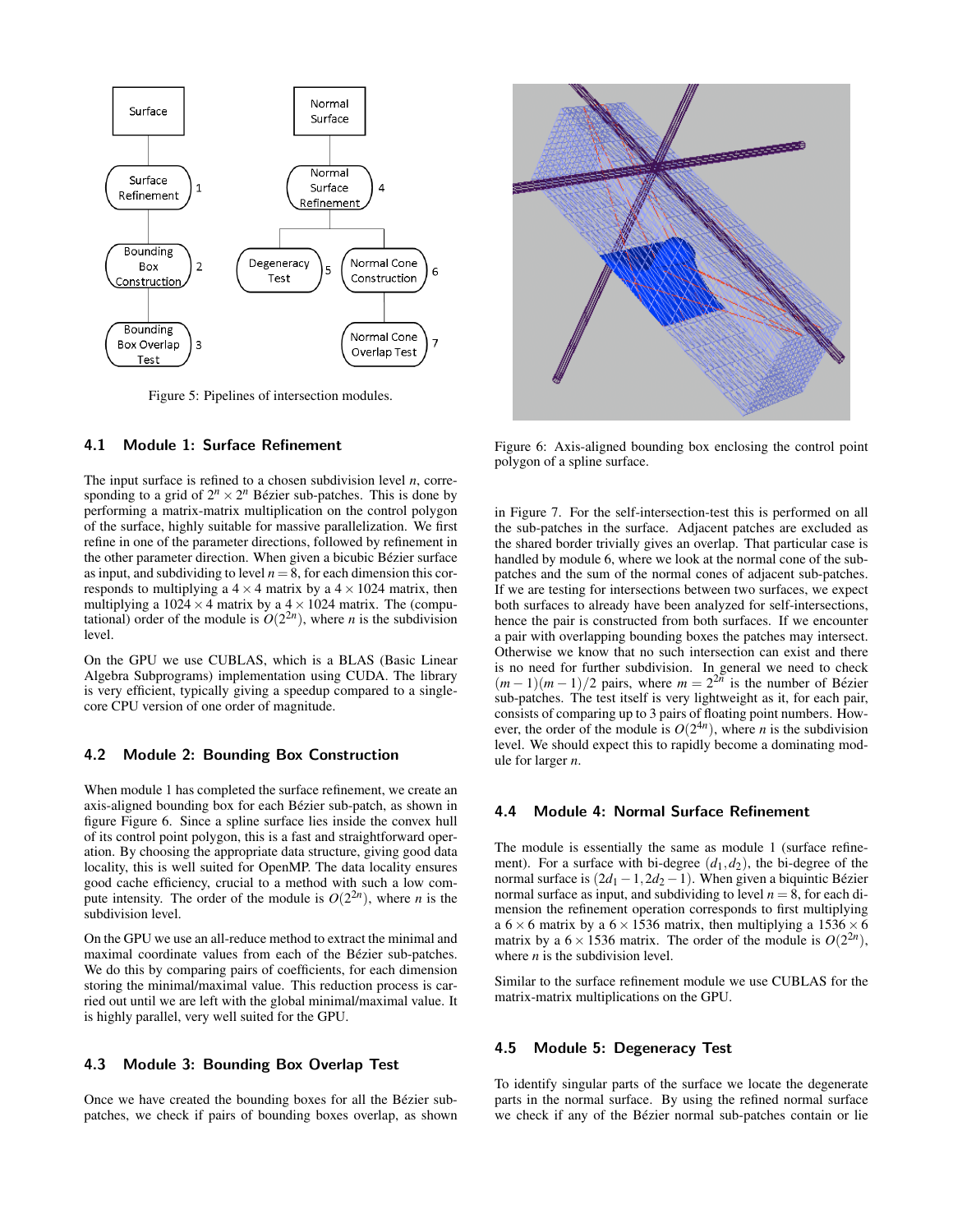Figure 5: Pipelines of intersection modules.

Figure 6: Axis-aligned bounding box enclosing the control point polygon of a spline surface.

### 4.1 Module 1: Surface Refinement

The input surface is refined to a chosen subdivision level $n$, corresponding to a grid of $2^n \times 2^n$ Bézier sub-patches. This is done by performing a matrix-matrix multiplication on the control polygon of the surface, highly suitable for massive parallelization. We first refine in one of the parameter directions, followed by refinement in the other parameter direction. When given a bicubic Bézier surface as input, and subdividing to level $n = 8$, for each dimension this corresponds to multiplying a $4 \times 4$ matrix by a $4 \times 1024$ matrix, then multiplying a $1024 \times 4$ matrix by a $4 \times 1024$ matrix. The (computational) order of the module is $O(2^{2n})$, where $n$ is the subdivision level.

On the GPU we use CUBLAS, which is a BLAS (Basic Linear Algebra Subprograms) implementation using CUDA. The library is very efficient, typically giving a speedup compared to a single-core CPU version of one order of magnitude.

### 4.2 Module 2: Bounding Box Construction

When module 1 has completed the surface refinement, we create an axis-aligned bounding box for each Bézier sub-patch, as shown in figure Figure 6. Since a spline surface lies inside the convex hull of its control point polygon, this is a fast and straightforward operation. By choosing the appropriate data structure, giving good data locality, this is well suited for OpenMP. The data locality ensures good cache efficiency, crucial to a method with such a low compute intensity. The order of the module is $O(2^{2n})$, where $n$ is the subdivision level.

On the GPU we use an all-reduce method to extract the minimal and maximal coordinate values from each of the Bézier sub-patches. We do this by comparing pairs of coefficients, for each dimension storing the minimal/maximal value. This reduction process is carried out until we are left with the global minimal/maximal value. It is highly parallel, very well suited for the GPU.

### 4.3 Module 3: Bounding Box Overlap Test

Once we have created the bounding boxes for all the Bézier sub-patches, we check if pairs of bounding boxes overlap, as shown in Figure 7. For the self-intersection-test this is performed on all the sub-patches in the surface. Adjacent patches are excluded as the shared border trivially gives an overlap. That particular case is handled by module 6, where we look at the normal cone of the sub-patches and the sum of the normal cones of adjacent sub-patches. If we are testing for intersections between two surfaces, we expect both surfaces to already have been analyzed for self-intersections, hence the pair is constructed from both surfaces. If we encounter a pair with overlapping bounding boxes the patches may intersect. Otherwise we know that no such intersection can exist and there is no need for further subdivision. In general we need to check $(m-1)(m-1)/2$ pairs, where $m = 2^{2n}$ is the number of Bézier sub-patches. The test itself is very lightweight as it, for each pair, consists of comparing up to 3 pairs of floating point numbers. However, the order of the module is $O(2^{4n})$, where $n$ is the subdivision level. We should expect this to rapidly become a dominating module for larger $n$.

### 4.4 Module 4: Normal Surface Refinement

The module is essentially the same as module 1 (surface refinement). For a surface with bi-degree $(d_1, d_2)$, the bi-degree of the normal surface is $(2d_1 - 1, 2d_2 - 1)$. When given a biquintic Bézier normal surface as input, and subdividing to level $n = 8$, for each dimension the refinement operation corresponds to first multiplying a $6 \times 6$ matrix by a $6 \times 1536$ matrix, then multiplying a $1536 \times 6$ matrix by a $6 \times 1536$ matrix. The order of the module is $O(2^{2n})$, where $n$ is the subdivision level.

Similar to the surface refinement module we use CUBLAS for the matrix-matrix multiplications on the GPU.

### 4.5 Module 5: Degeneracy Test

To identify singular parts of the surface we locate the degenerate parts in the normal surface. By using the refined normal surface we check if any of the Bézier normal sub-patches contain or lie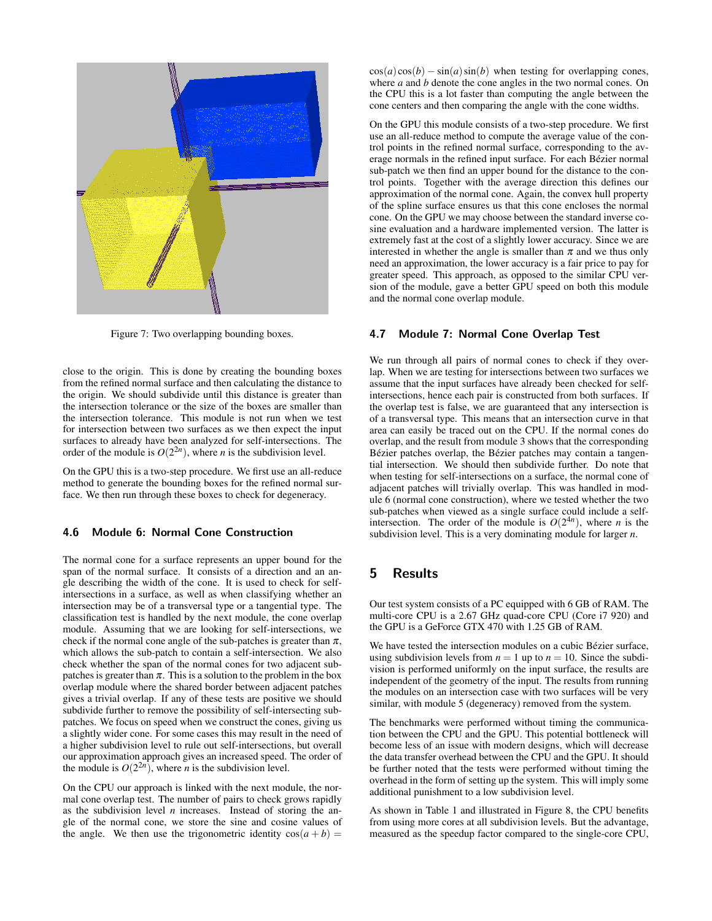Figure 7: Two overlapping bounding boxes.

close to the origin. This is done by creating the bounding boxes from the refined normal surface and then calculating the distance to the origin. We should subdivide until this distance is greater than the intersection tolerance or the size of the boxes are smaller than the intersection tolerance. This module is not run when we test for intersection between two surfaces as we then expect the input surfaces to already have been analyzed for self-intersections. The order of the module is $O(2^{2n})$, where $n$ is the subdivision level.

On the GPU this is a two-step procedure. We first use an all-reduce method to generate the bounding boxes for the refined normal surface. We then run through these boxes to check for degeneracy.

### 4.6 Module 6: Normal Cone Construction

The normal cone for a surface represents an upper bound for the span of the normal surface. It consists of a direction and an angle describing the width of the cone. It is used to check for self-intersections in a surface, as well as when classifying whether an intersection may be of a transversal type or a tangential type. The classification test is handled by the next module, the cone overlap module. Assuming that we are looking for self-intersections, we check if the normal cone angle of the sub-patches is greater than $\pi$, which allows the sub-patch to contain a self-intersection. We also check whether the span of the normal cones for two adjacent sub-patches is greater than $\pi$. This is a solution to the problem in the box overlap module where the shared border between adjacent patches gives a trivial overlap. If any of these tests are positive we should subdivide further to remove the possibility of self-intersecting sub-patches. We focus on speed when we construct the cones, giving us a slightly wider cone. For some cases this may result in the need of a higher subdivision level to rule out self-intersections, but overall our approximation approach gives an increased speed. The order of the module is $O(2^{2n})$, where $n$ is the subdivision level.

On the CPU our approach is linked with the next module, the normal cone overlap test. The number of pairs to check grows rapidly as the subdivision level $n$ increases. Instead of storing the angle of the normal cone, we store the sine and cosine values of the angle. We then use the trigonometric identity $\cos(a+b) = \cos(a)\cos(b) - \sin(a)\sin(b)$ when testing for overlapping cones, where $a$ and $b$ denote the cone angles in the two normal cones. On the CPU this is a lot faster than computing the angle between the cone centers and then comparing the angle with the cone widths.

On the GPU this module consists of a two-step procedure. We first use an all-reduce method to compute the average value of the control points in the refined normal surface, corresponding to the average normals in the refined input surface. For each Bézier normal sub-patch we then find an upper bound for the distance to the control points. Together with the average direction this defines our approximation of the normal cone. Again, the convex hull property of the spline surface ensures us that this cone encloses the normal cone. On the GPU we may choose between the standard inverse cosine evaluation and a hardware implemented version. The latter is extremely fast at the cost of a slightly lower accuracy. Since we are interested in whether the angle is smaller than $\pi$ and we thus only need an approximation, the lower accuracy is a fair price to pay for greater speed. This approach, as opposed to the similar CPU version of the module, gave a better GPU speed on both this module and the normal cone overlap module.

### 4.7 Module 7: Normal Cone Overlap Test

We run through all pairs of normal cones to check if they overlap. When we are testing for intersections between two surfaces we assume that the input surfaces have already been checked for self-intersections, hence each pair is constructed from both surfaces. If the overlap test is false, we are guaranteed that any intersection is of a transversal type. This means that an intersection curve in that area can easily be traced out on the CPU. If the normal cones do overlap, and the result from module 3 shows that the corresponding Bézier patches overlap, the Bézier patches may contain a tangential intersection. We should then subdivide further. Do note that when testing for self-intersections on a surface, the normal cone of adjacent patches will trivially overlap. This was handled in module 6 (normal cone construction), where we tested whether the two sub-patches when viewed as a single surface could include a self-intersection. The order of the module is $O(2^{4n})$, where $n$ is the subdivision level. This is a very dominating module for larger $n$.

## 5 Results

Our test system consists of a PC equipped with 6 GB of RAM. The multi-core CPU is a 2.67 GHz quad-core CPU (Core i7 920) and the GPU is a GeForce GTX 470 with 1.25 GB of RAM.

We have tested the intersection modules on a cubic Bézier surface, using subdivision levels from $n = 1$ up to $n = 10$. Since the subdivision is performed uniformly on the input surface, the results are independent of the geometry of the input. The results from running the modules on an intersection case with two surfaces will be very similar, with module 5 (degeneracy) removed from the system.

The benchmarks were performed without timing the communication between the CPU and the GPU. This potential bottleneck will become less of an issue with modern designs, which will decrease the data transfer overhead between the CPU and the GPU. It should be further noted that the tests were performed without timing the overhead in the form of setting up the system. This will imply some additional punishment to a low subdivision level.

As shown in Table 1 and illustrated in Figure 8, the CPU benefits from using more cores at all subdivision levels. But the advantage, measured as the speedup factor compared to the single-core CPU,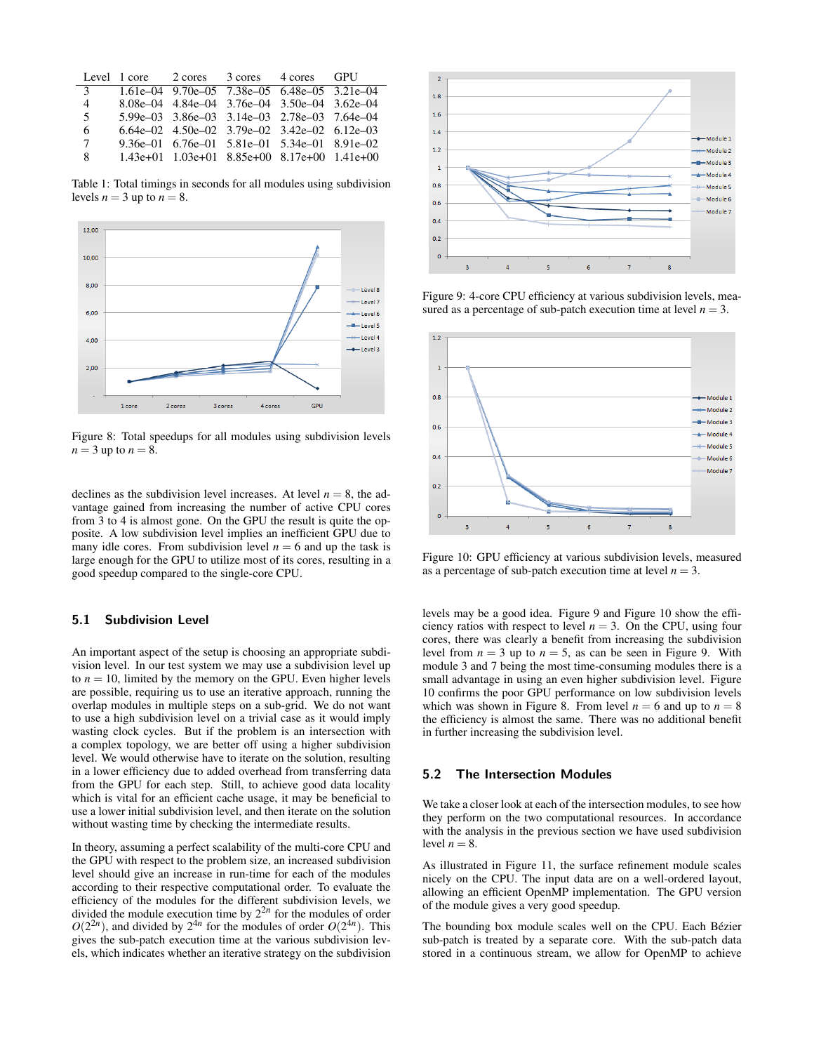| Level | 1 core | 2 cores | 3 cores | 4 cores | GPU |
|---|---|---|---|---|---|
| 3 | 1.61e–04 | 9.70e–05 | 7.38e–05 | 6.48e–05 | 3.21e–04 |
| 4 | 8.08e–04 | 4.84e–04 | 3.76e–04 | 3.50e–04 | 3.62e–04 |
| 5 | 5.99e–03 | 3.86e–03 | 3.14e–03 | 2.78e–03 | 7.64e–04 |
| 6 | 6.64e–02 | 4.50e–02 | 3.79e–02 | 3.42e–02 | 6.12e–03 |
| 7 | 9.36e–01 | 6.76e–01 | 5.81e–01 | 5.34e–01 | 8.91e–02 |
| 8 | 1.43e+01 | 1.03e+01 | 8.85e+00 | 8.17e+00 | 1.41e+00 |

Table 1: Total timings in seconds for all modules using subdivision levels $n = 3$ up to $n = 8$.

Figure 8: Total speedups for all modules using subdivision levels $n = 3$ up to $n = 8$.

declines as the subdivision level increases. At level $n = 8$, the advantage gained from increasing the number of active CPU cores from 3 to 4 is almost gone. On the GPU the result is quite the opposite. A low subdivision level implies an inefficient GPU due to many idle cores. From subdivision level $n = 6$ and up the task is large enough for the GPU to utilize most of its cores, resulting in a good speedup compared to the single-core CPU.

### 5.1 Subdivision Level

An important aspect of the setup is choosing an appropriate subdivision level. In our test system we may use a subdivision level up to $n = 10$, limited by the memory on the GPU. Even higher levels are possible, requiring us to use an iterative approach, running the overlap modules in multiple steps on a sub-grid. We do not want to use a high subdivision level on a trivial case as it would imply wasting clock cycles. But if the problem is an intersection with a complex topology, we are better off using a higher subdivision level. We would otherwise have to iterate on the solution, resulting in a lower efficiency due to added overhead from transferring data from the GPU for each step. Still, to achieve good data locality which is vital for an efficient cache usage, it may be beneficial to use a lower initial subdivision level, and then iterate on the solution without wasting time by checking the intermediate results.

In theory, assuming a perfect scalability of the multi-core CPU and the GPU with respect to the problem size, an increased subdivision level should give an increase in run-time for each of the modules according to their respective computational order. To evaluate the efficiency of the modules for the different subdivision levels, we divided the module execution time by $2^{2n}$ for the modules of order $O(2^{2n})$, and divided by $2^{4n}$ for the modules of order $O(2^{4n})$. This gives the sub-patch execution time at the various subdivision levels, which indicates whether an iterative strategy on the subdivision

Figure 9: 4-core CPU efficiency at various subdivision levels, measured as a percentage of sub-patch execution time at level $n = 3$.

Figure 10: GPU efficiency at various subdivision levels, measured as a percentage of sub-patch execution time at level $n = 3$.

levels may be a good idea. Figure 9 and Figure 10 show the efficiency ratios with respect to level $n = 3$. On the CPU, using four cores, there was clearly a benefit from increasing the subdivision level from $n = 3$ up to $n = 5$, as can be seen in Figure 9. With module 3 and 7 being the most time-consuming modules there is a small advantage in using an even higher subdivision level. Figure 10 confirms the poor GPU performance on low subdivision levels which was shown in Figure 8. From level $n = 6$ and up to $n = 8$ the efficiency is almost the same. There was no additional benefit in further increasing the subdivision level.

### 5.2 The Intersection Modules

We take a closer look at each of the intersection modules, to see how they perform on the two computational resources. In accordance with the analysis in the previous section we have used subdivision level $n = 8$.

As illustrated in Figure 11, the surface refinement module scales nicely on the CPU. The input data are on a well-ordered layout, allowing an efficient OpenMP implementation. The GPU version of the module gives a very good speedup.

The bounding box module scales well on the CPU. Each Bézier sub-patch is treated by a separate core. With the sub-patch data stored in a continuous stream, we allow for OpenMP to achieve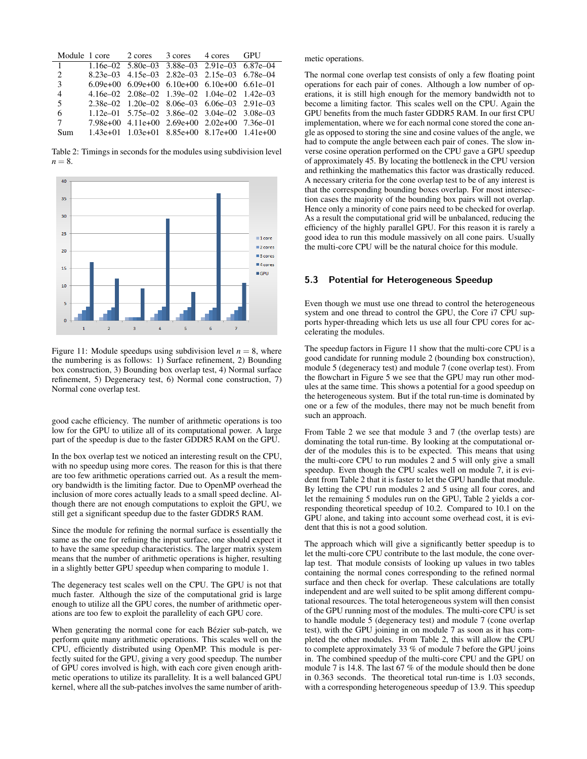| Module | 1 core | 2 cores | 3 cores | 4 cores | GPU |
|---|---|---|---|---|---|
| 1 | 1.16e–02 | 5.80e–03 | 3.88e–03 | 2.91e–03 | 6.87e–04 |
| 2 | 8.23e–03 | 4.15e–03 | 2.82e–03 | 2.15e–03 | 6.78e–04 |
| 3 | 6.09e+00 | 6.09e+00 | 6.10e+00 | 6.10e+00 | 6.61e–01 |
| 4 | 4.16e–02 | 2.08e–02 | 1.39e–02 | 1.04e–02 | 1.42e–03 |
| 5 | 2.38e–02 | 1.20e–02 | 8.06e–03 | 6.06e–03 | 2.91e–03 |
| 6 | 1.12e–01 | 5.75e–02 | 3.86e–02 | 3.04e–02 | 3.08e–03 |
| 7 | 7.98e+00 | 4.11e+00 | 2.69e+00 | 2.02e+00 | 7.36e–01 |
| Sum | 1.43e+01 | 1.03e+01 | 8.85e+00 | 8.17e+00 | 1.41e+00 |

Table 2: Timings in seconds for the modules using subdivision level $n = 8$.

Figure 11: Module speedups using subdivision level $n = 8$, where the numbering is as follows: 1) Surface refinement, 2) Bounding box construction, 3) Bounding box overlap test, 4) Normal surface refinement, 5) Degeneracy test, 6) Normal cone construction, 7) Normal cone overlap test.

good cache efficiency. The number of arithmetic operations is too low for the GPU to utilize all of its computational power. A large part of the speedup is due to the faster GDDR5 RAM on the GPU.

In the box overlap test we noticed an interesting result on the CPU, with no speedup using more cores. The reason for this is that there are too few arithmetic operations carried out. As a result the memory bandwidth is the limiting factor. Due to OpenMP overhead the inclusion of more cores actually leads to a small speed decline. Although there are not enough computations to exploit the GPU, we still get a significant speedup due to the faster GDDR5 RAM.

Since the module for refining the normal surface is essentially the same as the one for refining the input surface, one should expect it to have the same speedup characteristics. The larger matrix system means that the number of arithmetic operations is higher, resulting in a slightly better GPU speedup when comparing to module 1.

The degeneracy test scales well on the CPU. The GPU is not that much faster. Although the size of the computational grid is large enough to utilize all the GPU cores, the number of arithmetic operations are too few to exploit the parallelity of each GPU core.

When generating the normal cone for each Bézier sub-patch, we perform quite many arithmetic operations. This scales well on the CPU, efficiently distributed using OpenMP. This module is perfectly suited for the GPU, giving a very good speedup. The number of GPU cores involved is high, with each core given enough arithmetic operations to utilize its parallelity. It is a well balanced GPU kernel, where all the sub-patches involves the same number of arithmetic operations.

The normal cone overlap test consists of only a few floating point operations for each pair of cones. Although a low number of operations, it is still high enough for the memory bandwidth not to become a limiting factor. This scales well on the CPU. Again the GPU benefits from the much faster GDDR5 RAM. In our first CPU implementation, where we for each normal cone stored the cone angle as opposed to storing the sine and cosine values of the angle, we had to compute the angle between each pair of cones. The slow inverse cosine operation performed on the CPU gave a GPU speedup of approximately 45. By locating the bottleneck in the CPU version and rethinking the mathematics this factor was drastically reduced. A necessary criteria for the cone overlap test to be of any interest is that the corresponding bounding boxes overlap. For most intersection cases the majority of the bounding box pairs will not overlap. Hence only a minority of cone pairs need to be checked for overlap. As a result the computational grid will be unbalanced, reducing the efficiency of the highly parallel GPU. For this reason it is rarely a good idea to run this module massively on all cone pairs. Usually the multi-core CPU will be the natural choice for this module.

### 5.3 Potential for Heterogeneous Speedup

Even though we must use one thread to control the heterogeneous system and one thread to control the GPU, the Core i7 CPU supports hyper-threading which lets us use all four CPU cores for accelerating the modules.

The speedup factors in Figure 11 show that the multi-core CPU is a good candidate for running module 2 (bounding box construction), module 5 (degeneracy test) and module 7 (cone overlap test). From the flowchart in Figure 5 we see that the GPU may run other modules at the same time. This shows a potential for a good speedup on the heterogeneous system. But if the total run-time is dominated by one or a few of the modules, there may not be much benefit from such an approach.

From Table 2 we see that module 3 and 7 (the overlap tests) are dominating the total run-time. By looking at the computational order of the modules this is to be expected. This means that using the multi-core CPU to run modules 2 and 5 will only give a small speedup. Even though the CPU scales well on module 7, it is evident from Table 2 that it is faster to let the GPU handle that module. By letting the CPU run modules 2 and 5 using all four cores, and let the remaining 5 modules run on the GPU, Table 2 yields a corresponding theoretical speedup of 10.2. Compared to 10.1 on the GPU alone, and taking into account some overhead cost, it is evident that this is not a good solution.

The approach which will give a significantly better speedup is to let the multi-core CPU contribute to the last module, the cone overlap test. That module consists of looking up values in two tables containing the normal cones corresponding to the refined normal surface and then check for overlap. These calculations are totally independent and are well suited to be split among different computational resources. The total heterogeneous system will then consist of the GPU running most of the modules. The multi-core CPU is set to handle module 5 (degeneracy test) and module 7 (cone overlap test), with the GPU joining in on module 7 as soon as it has completed the other modules. From Table 2, this will allow the CPU to complete approximately 33 % of module 7 before the GPU joins in. The combined speedup of the multi-core CPU and the GPU on module 7 is 14.8. The last 67 % of the module should then be done in 0.363 seconds. The theoretical total run-time is 1.03 seconds, with a corresponding heterogeneous speedup of 13.9. This speedup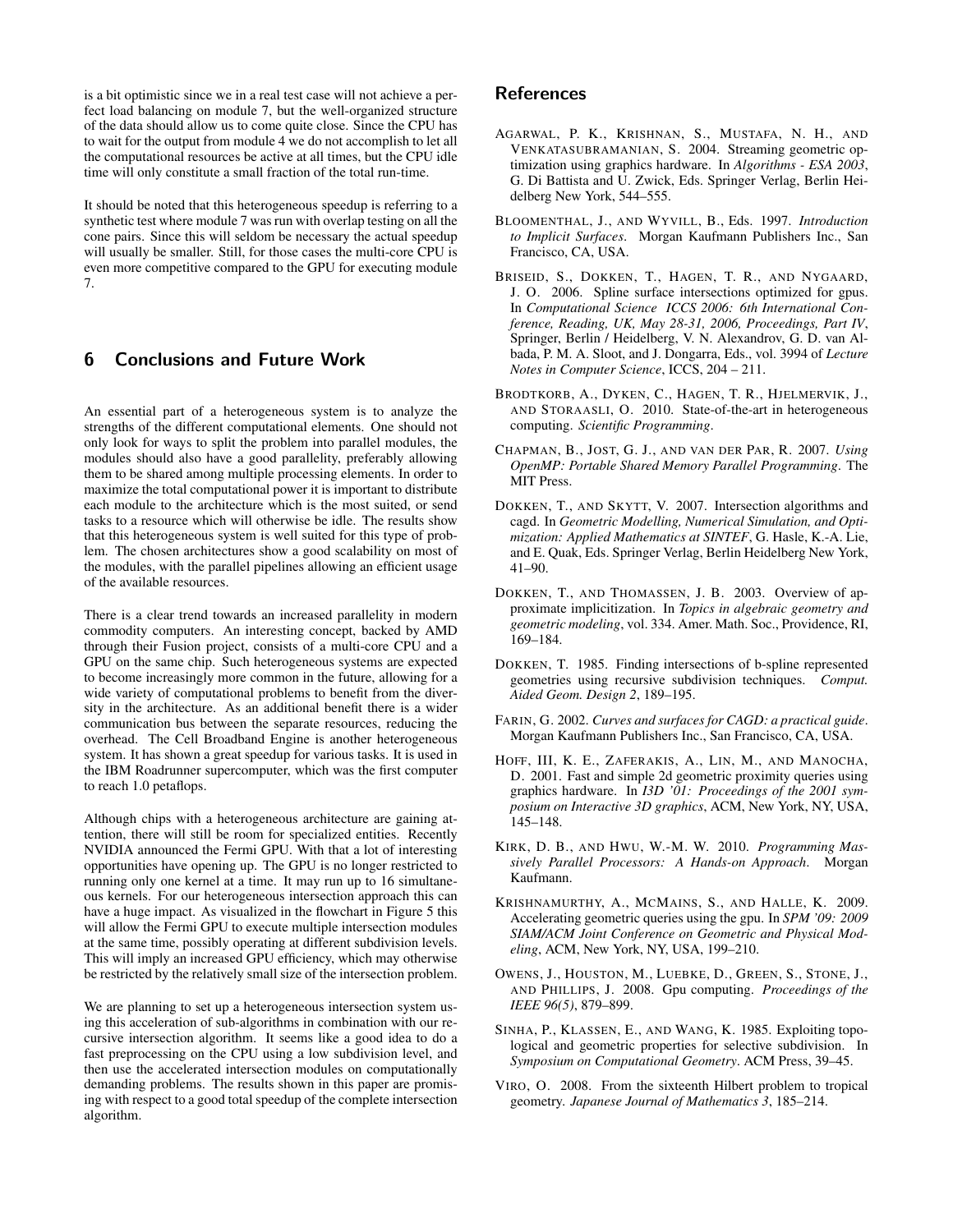is a bit optimistic since we in a real test case will not achieve a perfect load balancing on module 7, but the well-organized structure of the data should allow us to come quite close. Since the CPU has to wait for the output from module 4 we do not accomplish to let all the computational resources be active at all times, but the CPU idle time will only constitute a small fraction of the total run-time.

It should be noted that this heterogeneous speedup is referring to a synthetic test where module 7 was run with overlap testing on all the cone pairs. Since this will seldom be necessary the actual speedup will usually be smaller. Still, for those cases the multi-core CPU is even more competitive compared to the GPU for executing module 7.

## 6 Conclusions and Future Work

An essential part of a heterogeneous system is to analyze the strengths of the different computational elements. One should not only look for ways to split the problem into parallel modules, the modules should also have a good parallelity, preferably allowing them to be shared among multiple processing elements. In order to maximize the total computational power it is important to distribute each module to the architecture which is the most suited, or send tasks to a resource which will otherwise be idle. The results show that this heterogeneous system is well suited for this type of problem. The chosen architectures show a good scalability on most of the modules, with the parallel pipelines allowing an efficient usage of the available resources.

There is a clear trend towards an increased parallelity in modern commodity computers. An interesting concept, backed by AMD through their Fusion project, consists of a multi-core CPU and a GPU on the same chip. Such heterogeneous systems are expected to become increasingly more common in the future, allowing for a wide variety of computational problems to benefit from the diversity in the architecture. As an additional benefit there is a wider communication bus between the separate resources, reducing the overhead. The Cell Broadband Engine is another heterogeneous system. It has shown a great speedup for various tasks. It is used in the IBM Roadrunner supercomputer, which was the first computer to reach 1.0 petaflops.

Although chips with a heterogeneous architecture are gaining attention, there will still be room for specialized entities. Recently NVIDIA announced the Fermi GPU. With that a lot of interesting opportunities have opening up. The GPU is no longer restricted to running only one kernel at a time. It may run up to 16 simultaneous kernels. For our heterogeneous intersection approach this can have a huge impact. As visualized in the flowchart in Figure 5 this will allow the Fermi GPU to execute multiple intersection modules at the same time, possibly operating at different subdivision levels. This will imply an increased GPU efficiency, which may otherwise be restricted by the relatively small size of the intersection problem.

We are planning to set up a heterogeneous intersection system using this acceleration of sub-algorithms in combination with our recursive intersection algorithm. It seems like a good idea to do a fast preprocessing on the CPU using a low subdivision level, and then use the accelerated intersection modules on computationally demanding problems. The results shown in this paper are promising with respect to a good total speedup of the complete intersection algorithm.

## References

AGARWAL, P. K., KRISHNAN, S., MUSTAFA, N. H., AND VENKATASUBRAMANIAN, S. 2004. Streaming geometric optimization using graphics hardware. In *Algorithms - ESA 2003*, G. Di Battista and U. Zwick, Eds. Springer Verlag, Berlin Heidelberg New York, 544–555.

BLOOMENTHAL, J., AND WYVILL, B., Eds. 1997. *Introduction to Implicit Surfaces*. Morgan Kaufmann Publishers Inc., San Francisco, CA, USA.

BRISEID, S., DOKKEN, T., HAGEN, T. R., AND NYGAARD, J. O. 2006. Spline surface intersections optimized for gpus. In *Computational Science ICCS 2006: 6th International Conference, Reading, UK, May 28-31, 2006, Proceedings, Part IV*, Springer, Berlin / Heidelberg, V. N. Alexandrov, G. D. van Albada, P. M. A. Sloot, and J. Dongarra, Eds., vol. 3994 of *Lecture Notes in Computer Science*, ICCS, 204 – 211.

BRODTKORB, A., DYKEN, C., HAGEN, T. R., HJELMERVIK, J., AND STORAASLI, O. 2010. State-of-the-art in heterogeneous computing. *Scientific Programming*.

CHAPMAN, B., JOST, G. J., AND VAN DER PAR, R. 2007. *Using OpenMP: Portable Shared Memory Parallel Programming*. The MIT Press.

DOKKEN, T., AND SKYTT, V. 2007. Intersection algorithms and cagd. In *Geometric Modelling, Numerical Simulation, and Optimization: Applied Mathematics at SINTEF*, G. Hasle, K.-A. Lie, and E. Quak, Eds. Springer Verlag, Berlin Heidelberg New York, 41–90.

DOKKEN, T., AND THOMASSEN, J. B. 2003. Overview of approximate implicitization. In *Topics in algebraic geometry and geometric modeling*, vol. 334. Amer. Math. Soc., Providence, RI, 169–184.

DOKKEN, T. 1985. Finding intersections of b-spline represented geometries using recursive subdivision techniques. *Comput. Aided Geom. Design 2*, 189–195.

FARIN, G. 2002. *Curves and surfaces for CAGD: a practical guide*. Morgan Kaufmann Publishers Inc., San Francisco, CA, USA.

HOFF, III, K. E., ZAFERAKIS, A., LIN, M., AND MANOCHA, D. 2001. Fast and simple 2d geometric proximity queries using graphics hardware. In *I3D '01: Proceedings of the 2001 symposium on Interactive 3D graphics*, ACM, New York, NY, USA, 145–148.

KIRK, D. B., AND HWU, W.-M. W. 2010. *Programming Massively Parallel Processors: A Hands-on Approach*. Morgan Kaufmann.

KRISHNAMURTHY, A., MCMAINS, S., AND HALLE, K. 2009. Accelerating geometric queries using the gpu. In *SPM '09: 2009 SIAM/ACM Joint Conference on Geometric and Physical Modeling*, ACM, New York, NY, USA, 199–210.

OWENS, J., HOUSTON, M., LUEBKE, D., GREEN, S., STONE, J., AND PHILLIPS, J. 2008. Gpu computing. *Proceedings of the IEEE 96(5)*, 879–899.

SINHA, P., KLASSEN, E., AND WANG, K. 1985. Exploiting topological and geometric properties for selective subdivision. In *Symposium on Computational Geometry*. ACM Press, 39–45.

VIRO, O. 2008. From the sixteenth Hilbert problem to tropical geometry. *Japanese Journal of Mathematics 3*, 185–214.